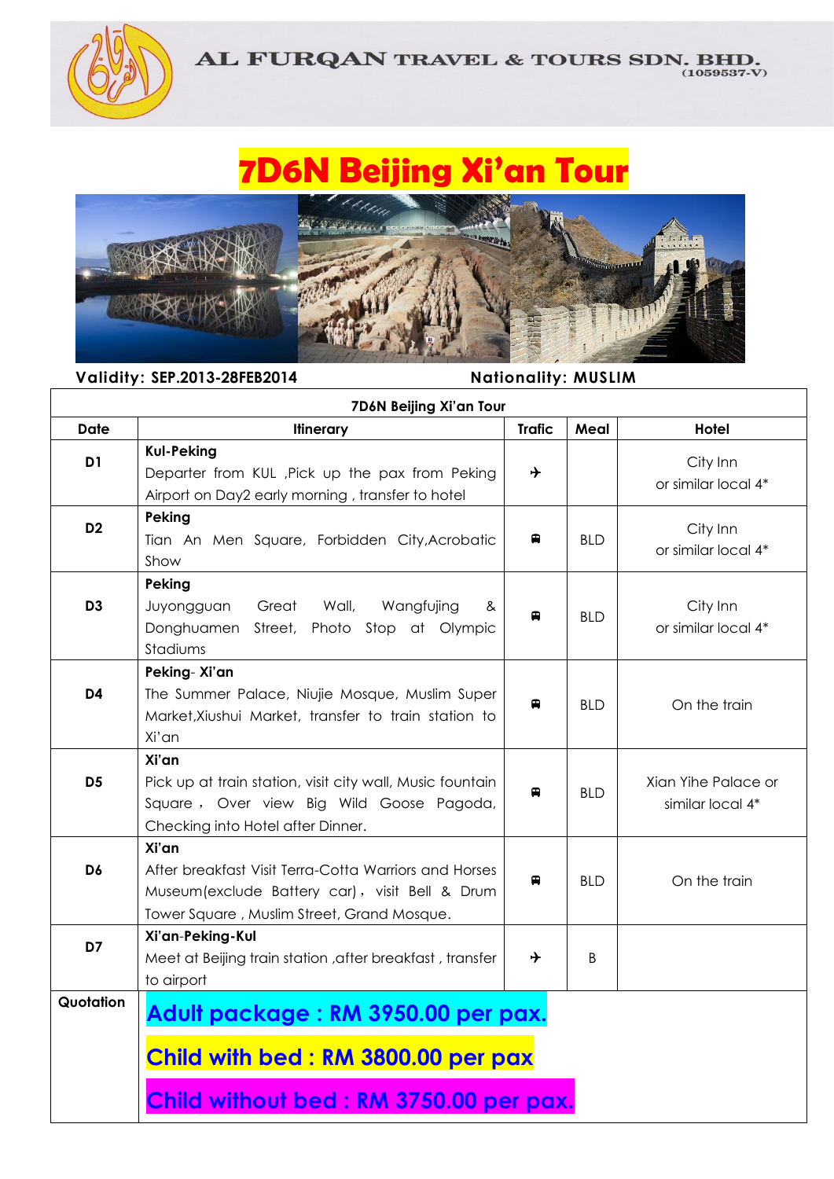**AL FURQAN TRAVEL & TOURS SDN. BHD.** (1059537-V)

# 7D6N Beijing Xi'an Tour

**Validity: SEP.2013-28FEB2014** **Nationality: MUSLIM**

| 7D6N Beijing Xi'an Tour | | | | |
|---|---|---|---|---|
| **Date** | **Itinerary** | **Trafic** | **Meal** | **Hotel** |
| **D1** | **Kul-Peking**<br>Departer from KUL ,Pick up the pax from Peking Airport on Day2 early morning , transfer to hotel | ✈ | | City Inn or similar local 4* |
| **D2** | **Peking**<br>Tian An Men Square, Forbidden City,Acrobatic Show | 🚍 | BLD | City Inn or similar local 4* |
| **D3** | **Peking**<br>Juyongguan Great Wall, Wangfujing & Donghuamen Street, Photo Stop at Olympic Stadiums | 🚍 | BLD | City Inn or similar local 4* |
| **D4** | **Peking- Xi'an**<br>The Summer Palace, Niujie Mosque, Muslim Super Market,Xiushui Market, transfer to train station to Xi'an | 🚍 | BLD | On the train |
| **D5** | **Xi'an**<br>Pick up at train station, visit city wall, Music fountain Square , Over view Big Wild Goose Pagoda, Checking into Hotel after Dinner. | 🚍 | BLD | Xian Yihe Palace or similar local 4* |
| **D6** | **Xi'an**<br>After breakfast Visit Terra-Cotta Warriors and Horses Museum(exclude Battery car) , visit Bell & Drum Tower Square , Muslim Street, Grand Mosque. | 🚍 | BLD | On the train |
| **D7** | **Xi'an-Peking-Kul**<br>Meet at Beijing train station ,after breakfast , transfer to airport | ✈ | B | |
| **Quotation** | **Adult package : RM 3950.00 per pax.**<br><br>**Child with bed : RM 3800.00 per pax**<br><br>**Child without bed : RM 3750.00 per pax.** | | | |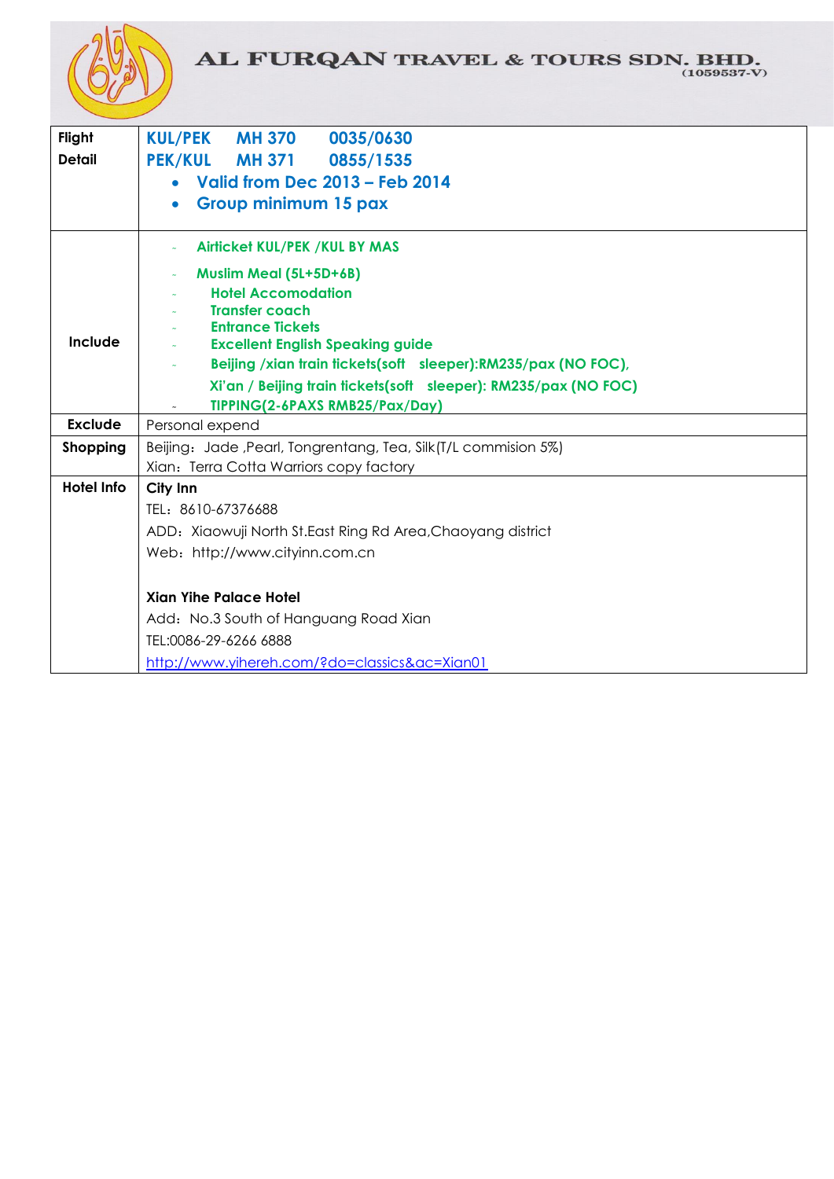# AL FURQAN TRAVEL & TOURS SDN. BHD.

(1059537-V)

| | |
|---|---|
| **Flight Detail** | **KUL/PEK MH 370 0035/0630**<br>**PEK/KUL MH 371 0855/1535**<br>• **Valid from Dec 2013 – Feb 2014**<br>• **Group minimum 15 pax** |
| **Include** | ~ **Airticket KUL/PEK /KUL BY MAS**<br>~ **Muslim Meal (5L+5D+6B)**<br>~ **Hotel Accomodation**<br>~ **Transfer coach**<br>~ **Entrance Tickets**<br>~ **Excellent English Speaking guide**<br>~ **Beijing /xian train tickets(soft sleeper):RM235/pax (NO FOC),**<br>**Xi'an / Beijing train tickets(soft sleeper): RM235/pax (NO FOC)**<br>~ **TIPPING(2-6PAXS RMB25/Pax/Day)** |
| **Exclude** | Personal expend |
| **Shopping** | Beijing：Jade ,Pearl, Tongrentang, Tea, Silk(T/L commision 5%)<br>Xian：Terra Cotta Warriors copy factory |
| **Hotel Info** | **City Inn**<br>TEL：8610-67376688<br>ADD：Xiaowuji North St.East Ring Rd Area,Chaoyang district<br>Web：http://www.cityinn.com.cn<br><br>**Xian Yihe Palace Hotel**<br>Add：No.3 South of Hanguang Road Xian<br>TEL:0086-29-6266 6888<br>http://www.yihereh.com/?do=classics&ac=Xian01 |